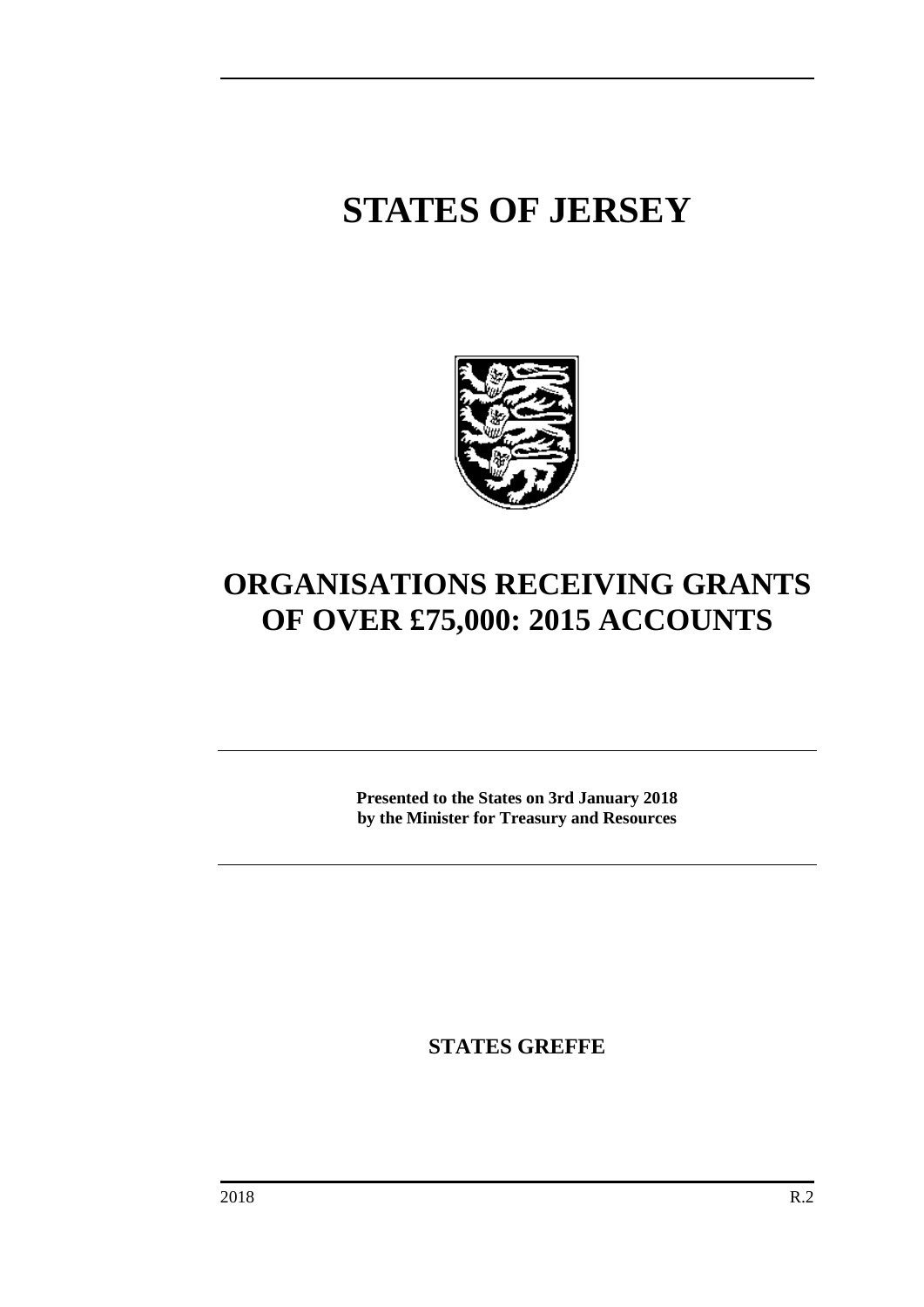# STATES OF JERSEY

# ORGANISATIONS RECEIVING GRANTS OF OVER £75,000: 2015 ACCOUNTS

**Presented to the States on 3rd January 2018**
**by the Minister for Treasury and Resources**

**STATES GREFFE**

2018 R.2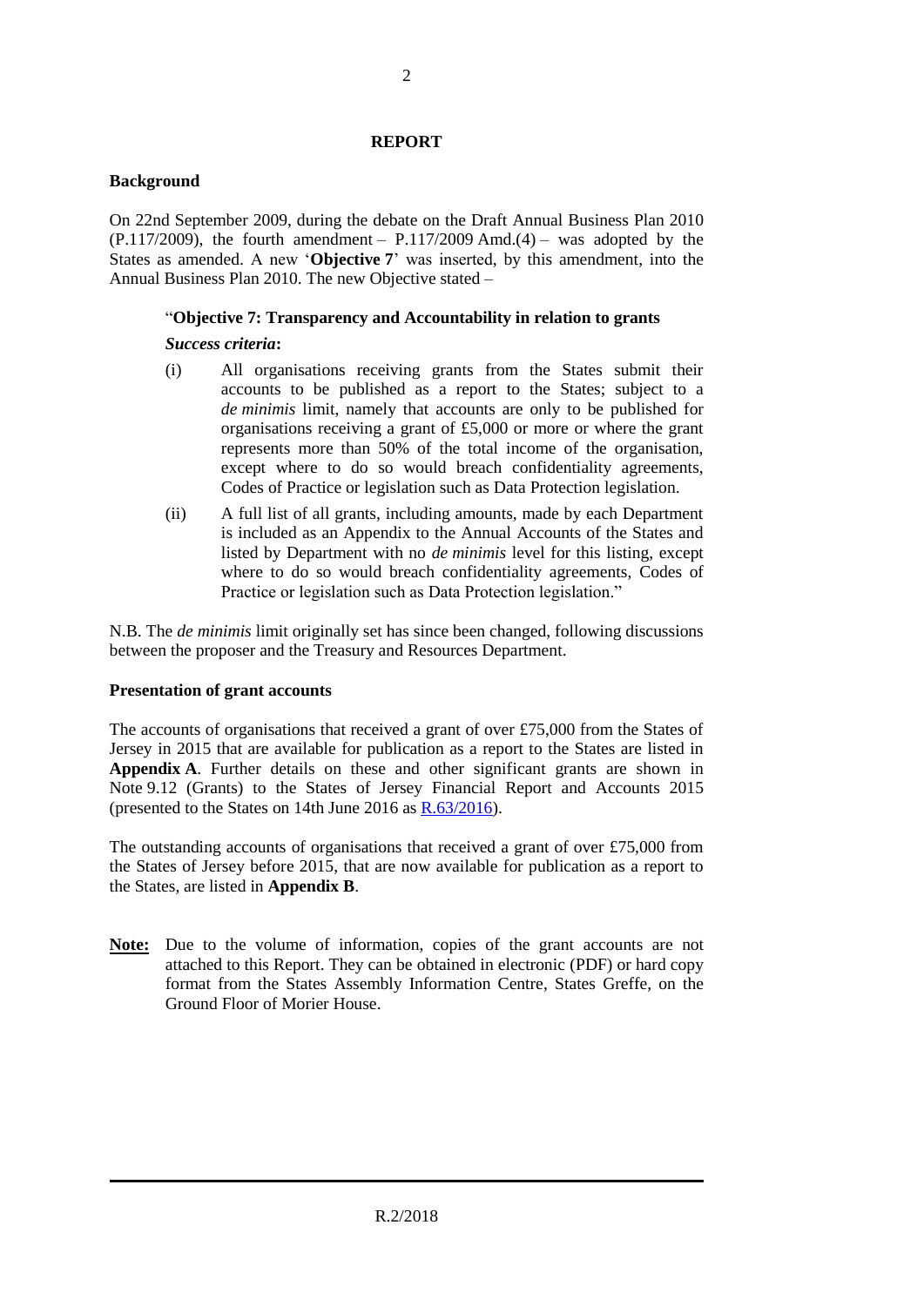## REPORT

### Background

On 22nd September 2009, during the debate on the Draft Annual Business Plan 2010 (P.117/2009), the fourth amendment – P.117/2009 Amd.(4) – was adopted by the States as amended. A new '**Objective 7**' was inserted, by this amendment, into the Annual Business Plan 2010. The new Objective stated –

> "**Objective 7: Transparency and Accountability in relation to grants**
>
> ***Success criteria*:**
>
> (i) All organisations receiving grants from the States submit their accounts to be published as a report to the States; subject to a *de minimis* limit, namely that accounts are only to be published for organisations receiving a grant of £5,000 or more or where the grant represents more than 50% of the total income of the organisation, except where to do so would breach confidentiality agreements, Codes of Practice or legislation such as Data Protection legislation.
>
> (ii) A full list of all grants, including amounts, made by each Department is included as an Appendix to the Annual Accounts of the States and listed by Department with no *de minimis* level for this listing, except where to do so would breach confidentiality agreements, Codes of Practice or legislation such as Data Protection legislation."

N.B. The *de minimis* limit originally set has since been changed, following discussions between the proposer and the Treasury and Resources Department.

### Presentation of grant accounts

The accounts of organisations that received a grant of over £75,000 from the States of Jersey in 2015 that are available for publication as a report to the States are listed in **Appendix A**. Further details on these and other significant grants are shown in Note 9.12 (Grants) to the States of Jersey Financial Report and Accounts 2015 (presented to the States on 14th June 2016 as R.63/2016).

The outstanding accounts of organisations that received a grant of over £75,000 from the States of Jersey before 2015, that are now available for publication as a report to the States, are listed in **Appendix B**.

**Note:** Due to the volume of information, copies of the grant accounts are not attached to this Report. They can be obtained in electronic (PDF) or hard copy format from the States Assembly Information Centre, States Greffe, on the Ground Floor of Morier House.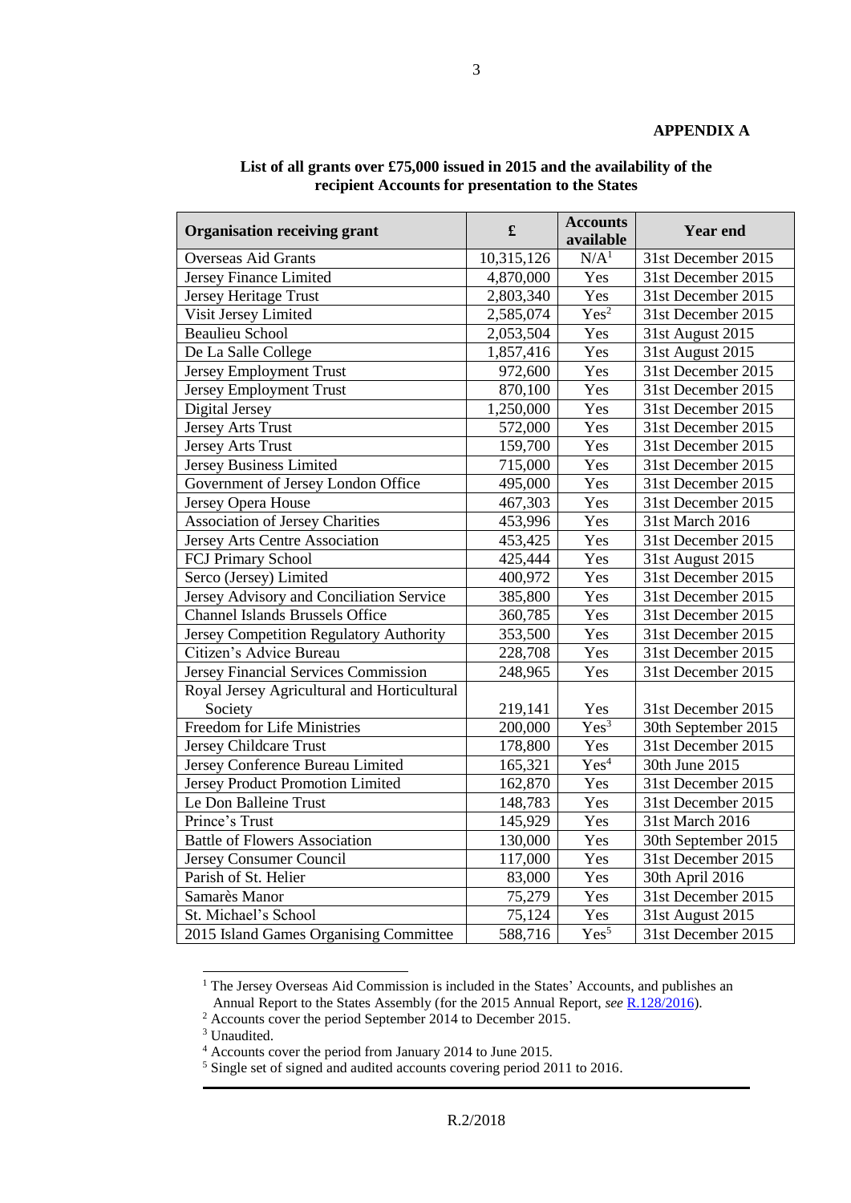**APPENDIX A**

**List of all grants over £75,000 issued in 2015 and the availability of the recipient Accounts for presentation to the States**

| Organisation receiving grant | £ | Accounts available | Year end |
|---|---|---|---|
| Overseas Aid Grants | 10,315,126 | N/A[1] | 31st December 2015 |
| Jersey Finance Limited | 4,870,000 | Yes | 31st December 2015 |
| Jersey Heritage Trust | 2,803,340 | Yes | 31st December 2015 |
| Visit Jersey Limited | 2,585,074 | Yes[2] | 31st December 2015 |
| Beaulieu School | 2,053,504 | Yes | 31st August 2015 |
| De La Salle College | 1,857,416 | Yes | 31st August 2015 |
| Jersey Employment Trust | 972,600 | Yes | 31st December 2015 |
| Jersey Employment Trust | 870,100 | Yes | 31st December 2015 |
| Digital Jersey | 1,250,000 | Yes | 31st December 2015 |
| Jersey Arts Trust | 572,000 | Yes | 31st December 2015 |
| Jersey Arts Trust | 159,700 | Yes | 31st December 2015 |
| Jersey Business Limited | 715,000 | Yes | 31st December 2015 |
| Government of Jersey London Office | 495,000 | Yes | 31st December 2015 |
| Jersey Opera House | 467,303 | Yes | 31st December 2015 |
| Association of Jersey Charities | 453,996 | Yes | 31st March 2016 |
| Jersey Arts Centre Association | 453,425 | Yes | 31st December 2015 |
| FCJ Primary School | 425,444 | Yes | 31st August 2015 |
| Serco (Jersey) Limited | 400,972 | Yes | 31st December 2015 |
| Jersey Advisory and Conciliation Service | 385,800 | Yes | 31st December 2015 |
| Channel Islands Brussels Office | 360,785 | Yes | 31st December 2015 |
| Jersey Competition Regulatory Authority | 353,500 | Yes | 31st December 2015 |
| Citizen's Advice Bureau | 228,708 | Yes | 31st December 2015 |
| Jersey Financial Services Commission | 248,965 | Yes | 31st December 2015 |
| Royal Jersey Agricultural and Horticultural Society | 219,141 | Yes | 31st December 2015 |
| Freedom for Life Ministries | 200,000 | Yes[3] | 30th September 2015 |
| Jersey Childcare Trust | 178,800 | Yes | 31st December 2015 |
| Jersey Conference Bureau Limited | 165,321 | Yes[4] | 30th June 2015 |
| Jersey Product Promotion Limited | 162,870 | Yes | 31st December 2015 |
| Le Don Balleine Trust | 148,783 | Yes | 31st December 2015 |
| Prince's Trust | 145,929 | Yes | 31st March 2016 |
| Battle of Flowers Association | 130,000 | Yes | 30th September 2015 |
| Jersey Consumer Council | 117,000 | Yes | 31st December 2015 |
| Parish of St. Helier | 83,000 | Yes | 30th April 2016 |
| Samarès Manor | 75,279 | Yes | 31st December 2015 |
| St. Michael's School | 75,124 | Yes | 31st August 2015 |
| 2015 Island Games Organising Committee | 588,716 | Yes[5] | 31st December 2015 |

[1] The Jersey Overseas Aid Commission is included in the States' Accounts, and publishes an Annual Report to the States Assembly (for the 2015 Annual Report, *see* R.128/2016).

[2] Accounts cover the period September 2014 to December 2015.

[3] Unaudited.

[4] Accounts cover the period from January 2014 to June 2015.

[5] Single set of signed and audited accounts covering period 2011 to 2016.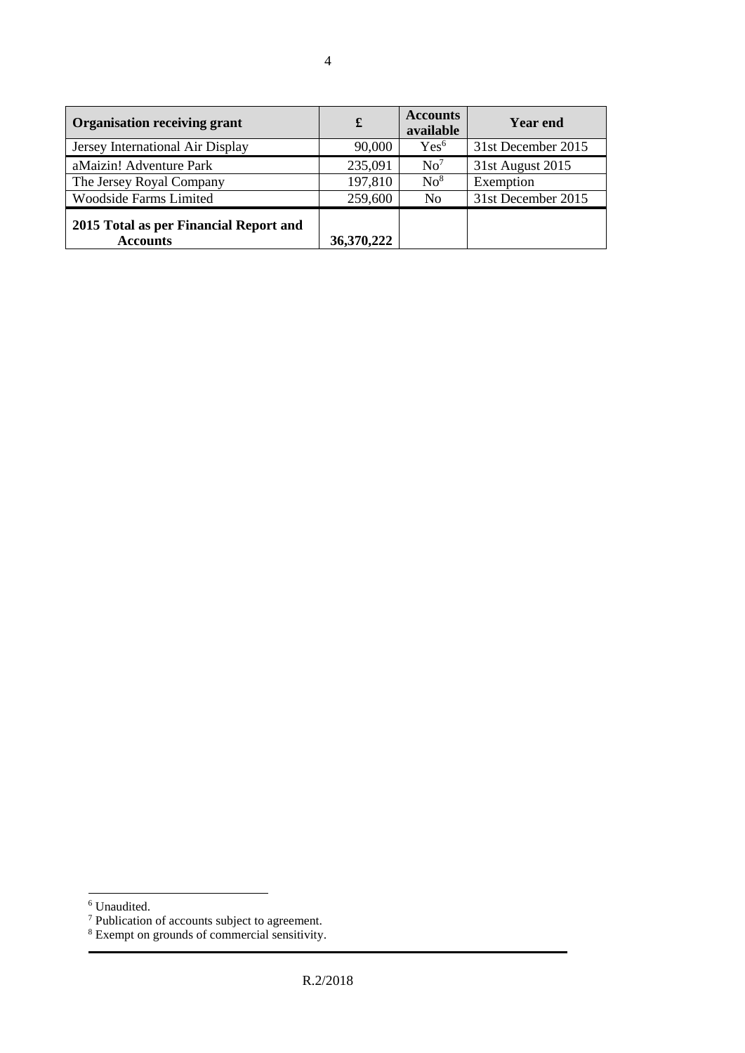| Organisation receiving grant | £ | Accounts available | Year end |
|---|---|---|---|
| Jersey International Air Display | 90,000 | Yes[6] | 31st December 2015 |
| aMaizin! Adventure Park | 235,091 | No[7] | 31st August 2015 |
| The Jersey Royal Company | 197,810 | No[8] | Exemption |
| Woodside Farms Limited | 259,600 | No | 31st December 2015 |
| **2015 Total as per Financial Report and Accounts** | **36,370,222** | | |

[6] Unaudited.

[7] Publication of accounts subject to agreement.

[8] Exempt on grounds of commercial sensitivity.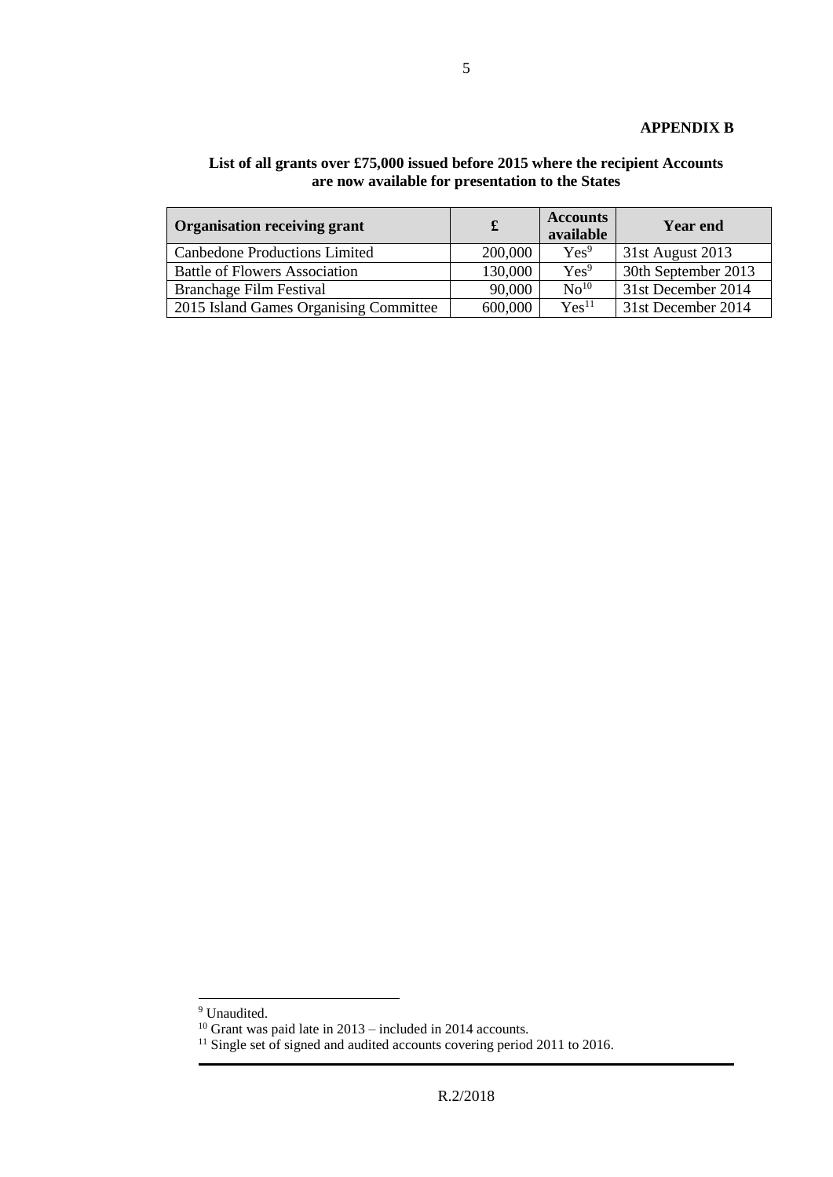**APPENDIX B**

**List of all grants over £75,000 issued before 2015 where the recipient Accounts are now available for presentation to the States**

| Organisation receiving grant | £ | Accounts available | Year end |
|---|---|---|---|
| Canbedone Productions Limited | 200,000 | Yes[9] | 31st August 2013 |
| Battle of Flowers Association | 130,000 | Yes[9] | 30th September 2013 |
| Branchage Film Festival | 90,000 | No[10] | 31st December 2014 |
| 2015 Island Games Organising Committee | 600,000 | Yes[11] | 31st December 2014 |

[9] Unaudited.

[10] Grant was paid late in 2013 – included in 2014 accounts.

[11] Single set of signed and audited accounts covering period 2011 to 2016.

R.2/2018